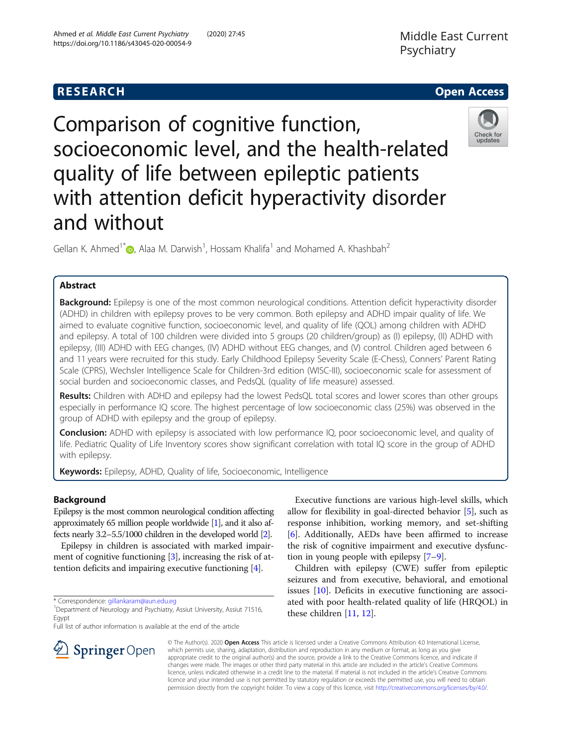**RESEARCH** **Open Access**

# Comparison of cognitive function, socioeconomic level, and the health-related quality of life between epileptic patients with attention deficit hyperactivity disorder and without

Gellan K. Ahmed[1*], Alaa M. Darwish[1], Hossam Khalifa[1] and Mohamed A. Khashbah[2]

## Abstract

**Background:** Epilepsy is one of the most common neurological conditions. Attention deficit hyperactivity disorder (ADHD) in children with epilepsy proves to be very common. Both epilepsy and ADHD impair quality of life. We aimed to evaluate cognitive function, socioeconomic level, and quality of life (QOL) among children with ADHD and epilepsy. A total of 100 children were divided into 5 groups (20 children/group) as (I) epilepsy, (II) ADHD with epilepsy, (III) ADHD with EEG changes, (IV) ADHD without EEG changes, and (V) control. Children aged between 6 and 11 years were recruited for this study. Early Childhood Epilepsy Severity Scale (E-Chess), Conners' Parent Rating Scale (CPRS), Wechsler Intelligence Scale for Children-3rd edition (WISC-III), socioeconomic scale for assessment of social burden and socioeconomic classes, and PedsQL (quality of life measure) assessed.

**Results:** Children with ADHD and epilepsy had the lowest PedsQL total scores and lower scores than other groups especially in performance IQ score. The highest percentage of low socioeconomic class (25%) was observed in the group of ADHD with epilepsy and the group of epilepsy.

**Conclusion:** ADHD with epilepsy is associated with low performance IQ, poor socioeconomic level, and quality of life. Pediatric Quality of Life Inventory scores show significant correlation with total IQ score in the group of ADHD with epilepsy.

**Keywords:** Epilepsy, ADHD, Quality of life, Socioeconomic, Intelligence

## Background

Epilepsy is the most common neurological condition affecting approximately 65 million people worldwide [1], and it also affects nearly 3.2–5.5/1000 children in the developed world [2].

Epilepsy in children is associated with marked impairment of cognitive functioning [3], increasing the risk of attention deficits and impairing executive functioning [4].

Executive functions are various high-level skills, which allow for flexibility in goal-directed behavior [5], such as response inhibition, working memory, and set-shifting [6]. Additionally, AEDs have been affirmed to increase the risk of cognitive impairment and executive dysfunction in young people with epilepsy [7–9].

Children with epilepsy (CWE) suffer from epileptic seizures and from executive, behavioral, and emotional issues [10]. Deficits in executive functioning are associated with poor health-related quality of life (HRQOL) in these children [11, 12].

\* Correspondence: gillankaram@aun.edu.eg
[1]Department of Neurology and Psychiatry, Assiut University, Assiut 71516, Egypt
Full list of author information is available at the end of the article

© The Author(s). 2020 **Open Access** This article is licensed under a Creative Commons Attribution 4.0 International License, which permits use, sharing, adaptation, distribution and reproduction in any medium or format, as long as you give appropriate credit to the original author(s) and the source, provide a link to the Creative Commons licence, and indicate if changes were made. The images or other third party material in this article are included in the article's Creative Commons licence, unless indicated otherwise in a credit line to the material. If material is not included in the article's Creative Commons licence and your intended use is not permitted by statutory regulation or exceeds the permitted use, you will need to obtain permission directly from the copyright holder. To view a copy of this licence, visit http://creativecommons.org/licenses/by/4.0/.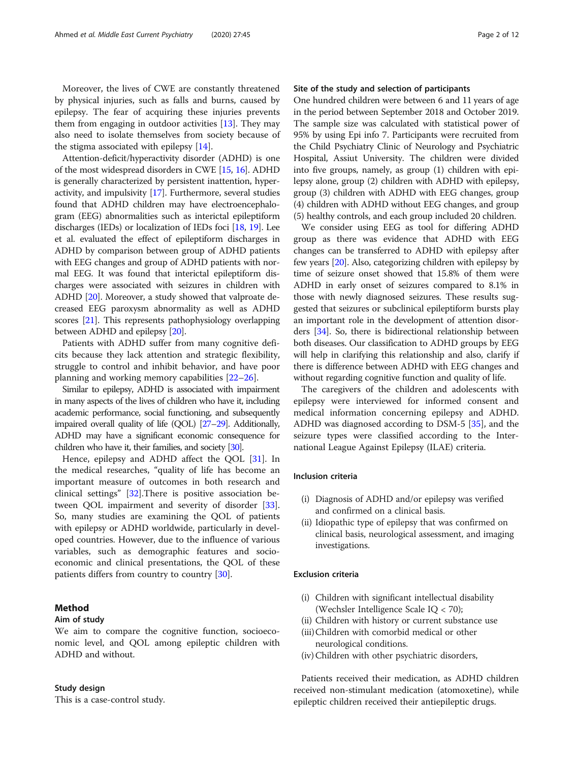Moreover, the lives of CWE are constantly threatened by physical injuries, such as falls and burns, caused by epilepsy. The fear of acquiring these injuries prevents them from engaging in outdoor activities [13]. They may also need to isolate themselves from society because of the stigma associated with epilepsy [14].

Attention-deficit/hyperactivity disorder (ADHD) is one of the most widespread disorders in CWE [15, 16]. ADHD is generally characterized by persistent inattention, hyperactivity, and impulsivity [17]. Furthermore, several studies found that ADHD children may have electroencephalogram (EEG) abnormalities such as interictal epileptiform discharges (IEDs) or localization of IEDs foci [18, 19]. Lee et al. evaluated the effect of epileptiform discharges in ADHD by comparison between group of ADHD patients with EEG changes and group of ADHD patients with normal EEG. It was found that interictal epileptiform discharges were associated with seizures in children with ADHD [20]. Moreover, a study showed that valproate decreased EEG paroxysm abnormality as well as ADHD scores [21]. This represents pathophysiology overlapping between ADHD and epilepsy [20].

Patients with ADHD suffer from many cognitive deficits because they lack attention and strategic flexibility, struggle to control and inhibit behavior, and have poor planning and working memory capabilities [22–26].

Similar to epilepsy, ADHD is associated with impairment in many aspects of the lives of children who have it, including academic performance, social functioning, and subsequently impaired overall quality of life (QOL) [27–29]. Additionally, ADHD may have a significant economic consequence for children who have it, their families, and society [30].

Hence, epilepsy and ADHD affect the QOL [31]. In the medical researches, "quality of life has become an important measure of outcomes in both research and clinical settings" [32].There is positive association between QOL impairment and severity of disorder [33]. So, many studies are examining the QOL of patients with epilepsy or ADHD worldwide, particularly in developed countries. However, due to the influence of various variables, such as demographic features and socioeconomic and clinical presentations, the QOL of these patients differs from country to country [30].

## Method

### Aim of study

We aim to compare the cognitive function, socioeconomic level, and QOL among epileptic children with ADHD and without.

### Study design

This is a case-control study.

### Site of the study and selection of participants

One hundred children were between 6 and 11 years of age in the period between September 2018 and October 2019. The sample size was calculated with statistical power of 95% by using Epi info 7. Participants were recruited from the Child Psychiatry Clinic of Neurology and Psychiatric Hospital, Assiut University. The children were divided into five groups, namely, as group (1) children with epilepsy alone, group (2) children with ADHD with epilepsy, group (3) children with ADHD with EEG changes, group (4) children with ADHD without EEG changes, and group (5) healthy controls, and each group included 20 children.

We consider using EEG as tool for differing ADHD group as there was evidence that ADHD with EEG changes can be transferred to ADHD with epilepsy after few years [20]. Also, categorizing children with epilepsy by time of seizure onset showed that 15.8% of them were ADHD in early onset of seizures compared to 8.1% in those with newly diagnosed seizures. These results suggested that seizures or subclinical epileptiform bursts play an important role in the development of attention disorders [34]. So, there is bidirectional relationship between both diseases. Our classification to ADHD groups by EEG will help in clarifying this relationship and also, clarify if there is difference between ADHD with EEG changes and without regarding cognitive function and quality of life.

The caregivers of the children and adolescents with epilepsy were interviewed for informed consent and medical information concerning epilepsy and ADHD. ADHD was diagnosed according to DSM-5 [35], and the seizure types were classified according to the International League Against Epilepsy (ILAE) criteria.

### Inclusion criteria

(i) Diagnosis of ADHD and/or epilepsy was verified and confirmed on a clinical basis.
(ii) Idiopathic type of epilepsy that was confirmed on clinical basis, neurological assessment, and imaging investigations.

### Exclusion criteria

(i) Children with significant intellectual disability (Wechsler Intelligence Scale IQ < 70);
(ii) Children with history or current substance use
(iii) Children with comorbid medical or other neurological conditions.
(iv) Children with other psychiatric disorders,

Patients received their medication, as ADHD children received non-stimulant medication (atomoxetine), while epileptic children received their antiepileptic drugs.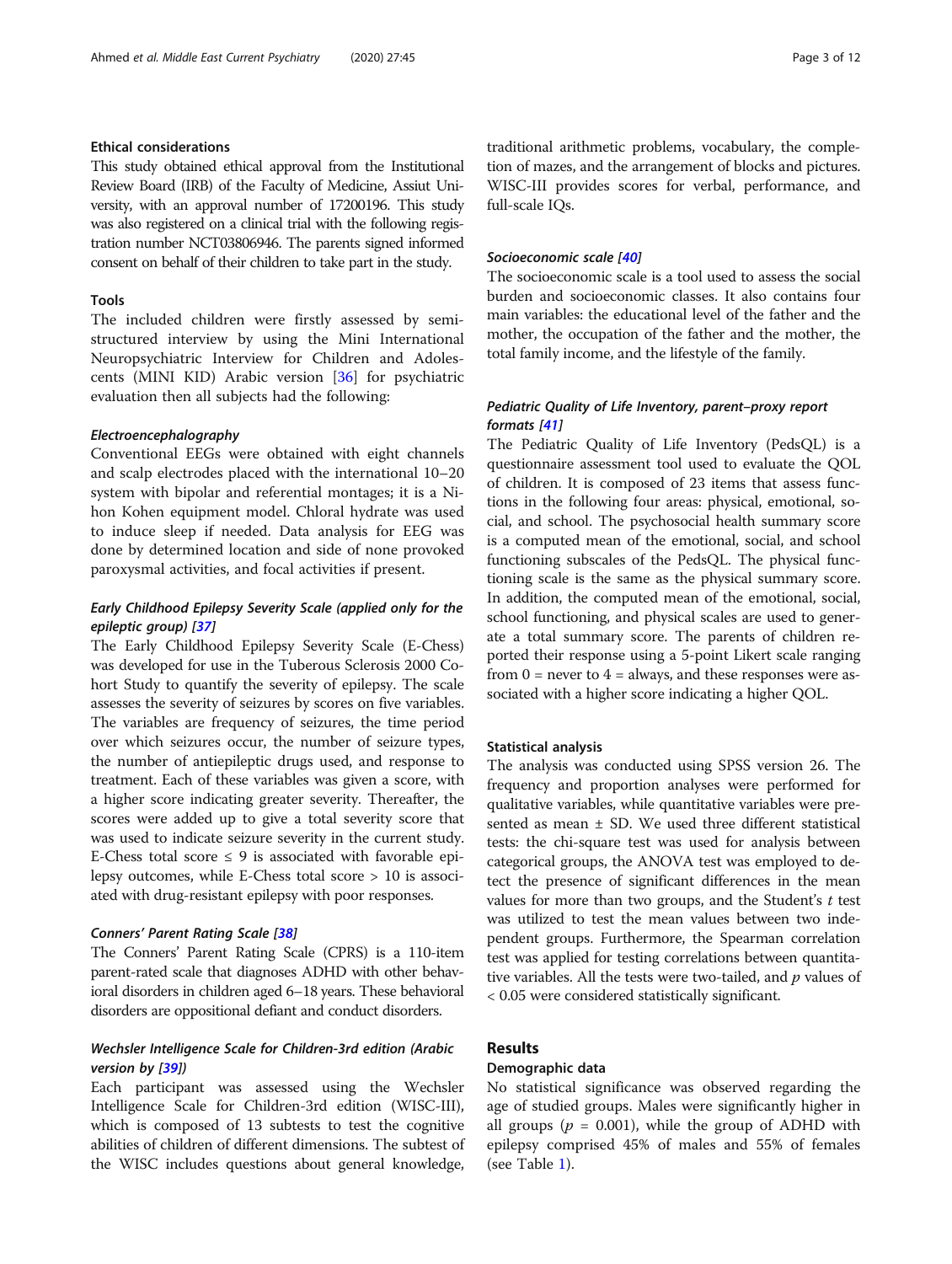### Ethical considerations

This study obtained ethical approval from the Institutional Review Board (IRB) of the Faculty of Medicine, Assiut University, with an approval number of 17200196. This study was also registered on a clinical trial with the following registration number NCT03806946. The parents signed informed consent on behalf of their children to take part in the study.

### Tools

The included children were firstly assessed by semi-structured interview by using the Mini International Neuropsychiatric Interview for Children and Adolescents (MINI KID) Arabic version [36] for psychiatric evaluation then all subjects had the following:

#### *Electroencephalography*

Conventional EEGs were obtained with eight channels and scalp electrodes placed with the international 10–20 system with bipolar and referential montages; it is a Nihon Kohen equipment model. Chloral hydrate was used to induce sleep if needed. Data analysis for EEG was done by determined location and side of none provoked paroxysmal activities, and focal activities if present.

#### *Early Childhood Epilepsy Severity Scale (applied only for the epileptic group) [37]*

The Early Childhood Epilepsy Severity Scale (E-Chess) was developed for use in the Tuberous Sclerosis 2000 Cohort Study to quantify the severity of epilepsy. The scale assesses the severity of seizures by scores on five variables. The variables are frequency of seizures, the time period over which seizures occur, the number of seizure types, the number of antiepileptic drugs used, and response to treatment. Each of these variables was given a score, with a higher score indicating greater severity. Thereafter, the scores were added up to give a total severity score that was used to indicate seizure severity in the current study. E-Chess total score $\leq 9$ is associated with favorable epilepsy outcomes, while E-Chess total score $> 10$ is associated with drug-resistant epilepsy with poor responses.

#### *Conners' Parent Rating Scale [38]*

The Conners' Parent Rating Scale (CPRS) is a 110-item parent-rated scale that diagnoses ADHD with other behavioral disorders in children aged 6–18 years. These behavioral disorders are oppositional defiant and conduct disorders.

#### *Wechsler Intelligence Scale for Children-3rd edition (Arabic version by [39])*

Each participant was assessed using the Wechsler Intelligence Scale for Children-3rd edition (WISC-III), which is composed of 13 subtests to test the cognitive abilities of children of different dimensions. The subtest of the WISC includes questions about general knowledge, traditional arithmetic problems, vocabulary, the completion of mazes, and the arrangement of blocks and pictures. WISC-III provides scores for verbal, performance, and full-scale IQs.

#### *Socioeconomic scale [40]*

The socioeconomic scale is a tool used to assess the social burden and socioeconomic classes. It also contains four main variables: the educational level of the father and the mother, the occupation of the father and the mother, the total family income, and the lifestyle of the family.

#### *Pediatric Quality of Life Inventory, parent–proxy report formats [41]*

The Pediatric Quality of Life Inventory (PedsQL) is a questionnaire assessment tool used to evaluate the QOL of children. It is composed of 23 items that assess functions in the following four areas: physical, emotional, social, and school. The psychosocial health summary score is a computed mean of the emotional, social, and school functioning subscales of the PedsQL. The physical functioning scale is the same as the physical summary score. In addition, the computed mean of the emotional, social, school functioning, and physical scales are used to generate a total summary score. The parents of children reported their response using a 5-point Likert scale ranging from 0 = never to 4 = always, and these responses were associated with a higher score indicating a higher QOL.

### Statistical analysis

The analysis was conducted using SPSS version 26. The frequency and proportion analyses were performed for qualitative variables, while quantitative variables were presented as mean ± SD. We used three different statistical tests: the chi-square test was used for analysis between categorical groups, the ANOVA test was employed to detect the presence of significant differences in the mean values for more than two groups, and the Student's $t$ test was utilized to test the mean values between two independent groups. Furthermore, the Spearman correlation test was applied for testing correlations between quantitative variables. All the tests were two-tailed, and $p$ values of $< 0.05$ were considered statistically significant.

## Results

### Demographic data

No statistical significance was observed regarding the age of studied groups. Males were significantly higher in all groups ($p$ = 0.001), while the group of ADHD with epilepsy comprised 45% of males and 55% of females (see Table 1).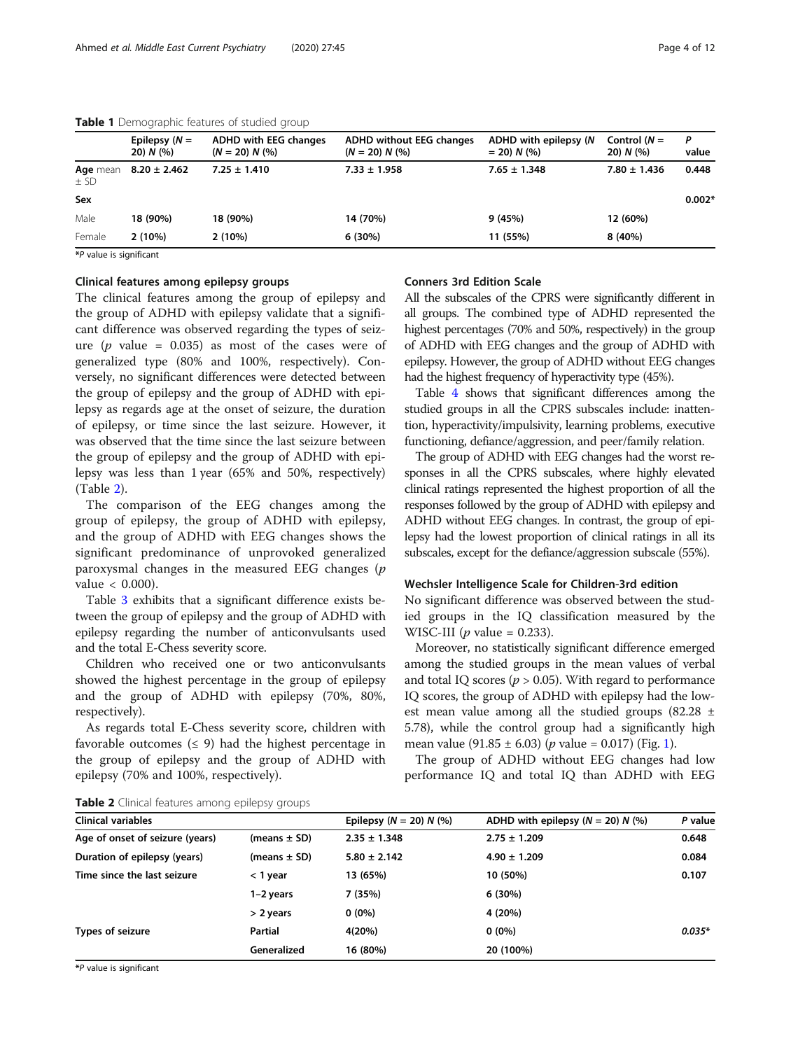**Table 1** Demographic features of studied group

| | Epilepsy ($N$ = 20) $N$ (%) | ADHD with EEG changes ($N$ = 20) $N$ (%) | ADHD without EEG changes ($N$ = 20) $N$ (%) | ADHD with epilepsy ($N$ = 20) $N$ (%) | Control ($N$ = 20) $N$ (%) | $P$ value |
|---|---|---|---|---|---|---|
| **Age** mean ± SD | **8.20 ± 2.462** | **7.25 ± 1.410** | **7.33 ± 1.958** | **7.65 ± 1.348** | **7.80 ± 1.436** | **0.448** |
| **Sex** | | | | | | **0.002*** |
| Male | **18 (90%)** | **18 (90%)** | **14 (70%)** | **9 (45%)** | **12 (60%)** | |
| Female | **2 (10%)** | **2 (10%)** | **6 (30%)** | **11 (55%)** | **8 (40%)** | |

*$P$ value is significant

### Clinical features among epilepsy groups

The clinical features among the group of epilepsy and the group of ADHD with epilepsy validate that a significant difference was observed regarding the types of seizure ($p$ value = 0.035) as most of the cases were of generalized type (80% and 100%, respectively). Conversely, no significant differences were detected between the group of epilepsy and the group of ADHD with epilepsy as regards age at the onset of seizure, the duration of epilepsy, or time since the last seizure. However, it was observed that the time since the last seizure between the group of epilepsy and the group of ADHD with epilepsy was less than 1 year (65% and 50%, respectively) (Table 2).

The comparison of the EEG changes among the group of epilepsy, the group of ADHD with epilepsy, and the group of ADHD with EEG changes shows the significant predominance of unprovoked generalized paroxysmal changes in the measured EEG changes ($p$ value < 0.000).

Table 3 exhibits that a significant difference exists between the group of epilepsy and the group of ADHD with epilepsy regarding the number of anticonvulsants used and the total E-Chess severity score.

Children who received one or two anticonvulsants showed the highest percentage in the group of epilepsy and the group of ADHD with epilepsy (70%, 80%, respectively).

As regards total E-Chess severity score, children with favorable outcomes (≤ 9) had the highest percentage in the group of epilepsy and the group of ADHD with epilepsy (70% and 100%, respectively).

### Conners 3rd Edition Scale

All the subscales of the CPRS were significantly different in all groups. The combined type of ADHD represented the highest percentages (70% and 50%, respectively) in the group of ADHD with EEG changes and the group of ADHD with epilepsy. However, the group of ADHD without EEG changes had the highest frequency of hyperactivity type (45%).

Table 4 shows that significant differences among the studied groups in all the CPRS subscales include: inattention, hyperactivity/impulsivity, learning problems, executive functioning, defiance/aggression, and peer/family relation.

The group of ADHD with EEG changes had the worst responses in all the CPRS subscales, where highly elevated clinical ratings represented the highest proportion of all the responses followed by the group of ADHD with epilepsy and ADHD without EEG changes. In contrast, the group of epilepsy had the lowest proportion of clinical ratings in all its subscales, except for the defiance/aggression subscale (55%).

### Wechsler Intelligence Scale for Children-3rd edition

No significant difference was observed between the studied groups in the IQ classification measured by the WISC-III ($p$ value = 0.233).

Moreover, no statistically significant difference emerged among the studied groups in the mean values of verbal and total IQ scores ($p$ > 0.05). With regard to performance IQ scores, the group of ADHD with epilepsy had the lowest mean value among all the studied groups (82.28 ± 5.78), while the control group had a significantly high mean value (91.85 ± 6.03) ($p$ value = 0.017) (Fig. 1).

The group of ADHD without EEG changes had low performance IQ and total IQ than ADHD with EEG

**Table 2** Clinical features among epilepsy groups

| Clinical variables | | Epilepsy ($N$ = 20) $N$ (%) | ADHD with epilepsy ($N$ = 20) $N$ (%) | $P$ value |
|---|---|---|---|---|
| **Age of onset of seizure (years)** | **(means ± SD)** | **2.35 ± 1.348** | **2.75 ± 1.209** | **0.648** |
| **Duration of epilepsy (years)** | **(means ± SD)** | **5.80 ± 2.142** | **4.90 ± 1.209** | **0.084** |
| **Time since the last seizure** | **< 1 year** | **13 (65%)** | **10 (50%)** | **0.107** |
| | **1–2 years** | **7 (35%)** | **6 (30%)** | |
| | **> 2 years** | **0 (0%)** | **4 (20%)** | |
| **Types of seizure** | **Partial** | **4(20%)** | **0 (0%)** | ***0.035**** |
| | **Generalized** | **16 (80%)** | **20 (100%)** | |

*$P$ value is significant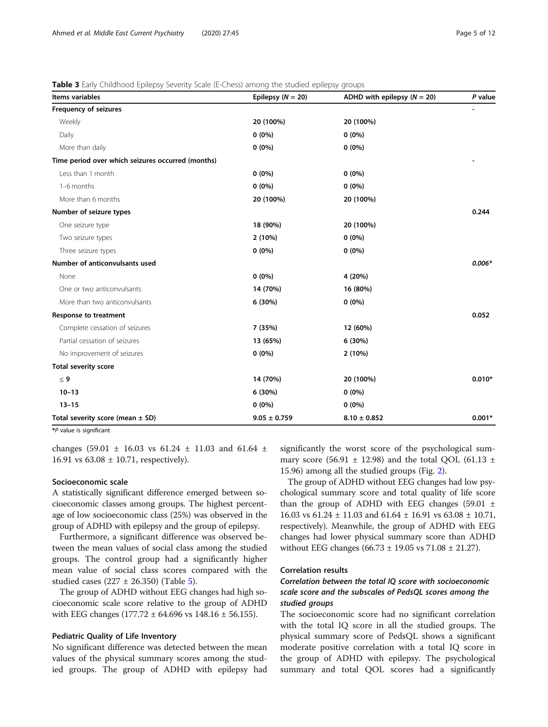**Table 3** Early Childhood Epilepsy Severity Scale (E-Chess) among the studied epilepsy groups

| Items variables | Epilepsy ($N$ = 20) | ADHD with epilepsy ($N$ = 20) | $P$ value |
|---|---|---|---|
| **Frequency of seizures** | | | - |
| Weekly | **20 (100%)** | **20 (100%)** | |
| Daily | **0 (0%)** | **0 (0%)** | |
| More than daily | **0 (0%)** | **0 (0%)** | |
| **Time period over which seizures occurred (months)** | | | - |
| Less than 1 month | **0 (0%)** | **0 (0%)** | |
| 1–6 months | **0 (0%)** | **0 (0%)** | |
| More than 6 months | **20 (100%)** | **20 (100%)** | |
| **Number of seizure types** | | | **0.244** |
| One seizure type | **18 (90%)** | **20 (100%)** | |
| Two seizure types | **2 (10%)** | **0 (0%)** | |
| Three seizure types | **0 (0%)** | **0 (0%)** | |
| **Number of anticonvulsants used** | | | ***0.006**** |
| None | **0 (0%)** | **4 (20%)** | |
| One or two anticonvulsants | **14 (70%)** | **16 (80%)** | |
| More than two anticonvulsants | **6 (30%)** | **0 (0%)** | |
| **Response to treatment** | | | **0.052** |
| Complete cessation of seizures | **7 (35%)** | **12 (60%)** | |
| Partial cessation of seizures | **13 (65%)** | **6 (30%)** | |
| No improvement of seizures | **0 (0%)** | **2 (10%)** | |
| **Total severity score** | | | |
| **≤ 9** | **14 (70%)** | **20 (100%)** | **0.010*** |
| **10–13** | **6 (30%)** | **0 (0%)** | |
| **13–15** | **0 (0%)** | **0 (0%)** | |
| **Total severity score (mean ± SD)** | **9.05 ± 0.759** | **8.10 ± 0.852** | **0.001*** |

*$P$ value is significant

changes (59.01 ± 16.03 vs 61.24 ± 11.03 and 61.64 ± 16.91 vs 63.08 ± 10.71, respectively).

### Socioeconomic scale

A statistically significant difference emerged between socioeconomic classes among groups. The highest percentage of low socioeconomic class (25%) was observed in the group of ADHD with epilepsy and the group of epilepsy.

Furthermore, a significant difference was observed between the mean values of social class among the studied groups. The control group had a significantly higher mean value of social class scores compared with the studied cases (227 ± 26.350) (Table 5).

The group of ADHD without EEG changes had high socioeconomic scale score relative to the group of ADHD with EEG changes (177.72 ± 64.696 vs 148.16 ± 56.155).

### Pediatric Quality of Life Inventory

No significant difference was detected between the mean values of the physical summary scores among the studied groups. The group of ADHD with epilepsy had significantly the worst score of the psychological summary score (56.91 ± 12.98) and the total QOL (61.13 ± 15.96) among all the studied groups (Fig. 2).

The group of ADHD without EEG changes had low psychological summary score and total quality of life score than the group of ADHD with EEG changes (59.01 ± 16.03 vs 61.24 ± 11.03 and 61.64 ± 16.91 vs 63.08 ± 10.71, respectively). Meanwhile, the group of ADHD with EEG changes had lower physical summary score than ADHD without EEG changes (66.73 ± 19.05 vs 71.08 ± 21.27).

### Correlation results

#### *Correlation between the total IQ score with socioeconomic scale score and the subscales of PedsQL scores among the studied groups*

The socioeconomic score had no significant correlation with the total IQ score in all the studied groups. The physical summary score of PedsQL shows a significant moderate positive correlation with a total IQ score in the group of ADHD with epilepsy. The psychological summary and total QOL scores had a significantly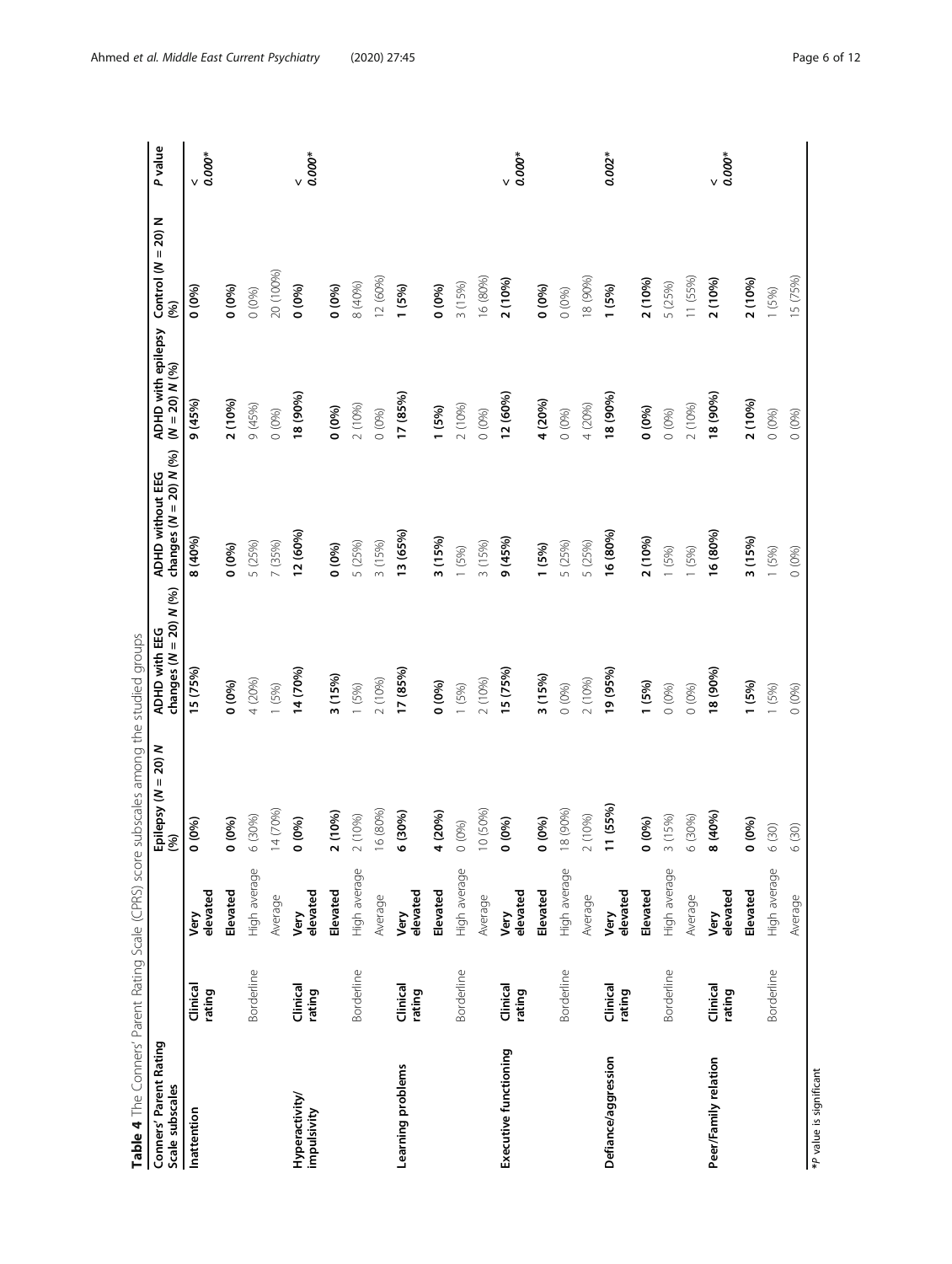**Table 4** The Conners' Parent Rating Scale (CPRS) score subscales among the studied groups

| Conners' Parent Rating Scale subscales | | | Epilepsy (N = 20) N (%) | ADHD with EEG changes (N = 20) N (%) | ADHD without EEG changes (N = 20) N (%) | ADHD with epilepsy (N = 20) N (%) | Control (N = 20) N (%) | P value |
|---|---|---|---|---|---|---|---|---|
| **Inattention** | **Clinical rating** | **Very elevated** | **0 (0%)** | **15 (75%)** | **8 (40%)** | **9 (45%)** | **0 (0%)** | < *0.000** |
| | | **Elevated** | **0 (0%)** | **0 (0%)** | **0 (0%)** | **2 (10%)** | **0 (0%)** | |
| | Borderline | High average | 6 (30%) | 4 (20%) | 5 (25%) | 9 (45%) | 0 (0%) | |
| | | Average | 14 (70%) | 1 (5%) | 7 (35%) | 0 (0%) | 20 (100%) | |
| **Hyperactivity/ impulsivity** | **Clinical rating** | **Very elevated** | **0 (0%)** | **14 (70%)** | **12 (60%)** | **18 (90%)** | **0 (0%)** | < *0.000** |
| | | **Elevated** | **2 (10%)** | **3 (15%)** | **0 (0%)** | **0 (0%)** | **0 (0%)** | |
| | Borderline | High average | 2 (10%) | 1 (5%) | 5 (25%) | 2 (10%) | 8 (40%) | |
| | | Average | 16 (80%) | 2 (10%) | 3 (15%) | 0 (0%) | 12 (60%) | |
| **Learning problems** | **Clinical rating** | **Very elevated** | **6 (30%)** | **17 (85%)** | **13 (65%)** | **17 (85%)** | **1 (5%)** | |
| | | **Elevated** | **4 (20%)** | **0 (0%)** | **3 (15%)** | **1 (5%)** | **0 (0%)** | |
| | Borderline | High average | 0 (0%) | 1 (5%) | 1 (5%) | 2 (10%) | 3 (15%) | |
| | | Average | 10 (50%) | 2 (10%) | 3 (15%) | 0 (0%) | 16 (80%) | |
| **Executive functioning** | **Clinical rating** | **Very elevated** | **0 (0%)** | **15 (75%)** | **9 (45%)** | **12 (60%)** | **2 (10%)** | < *0.000** |
| | | **Elevated** | **0 (0%)** | **3 (15%)** | **1 (5%)** | **4 (20%)** | **0 (0%)** | |
| | Borderline | High average | 18 (90%) | 0 (0%) | 5 (25%) | 0 (0%) | 0 (0%) | |
| | | Average | 2 (10%) | 2 (10%) | 5 (25%) | 4 (20%) | 18 (90%) | |
| **Defiance/aggression** | **Clinical rating** | **Very elevated** | **11 (55%)** | **19 (95%)** | **16 (80%)** | **18 (90%)** | **1 (5%)** | *0.002** |
| | | **Elevated** | **0 (0%)** | **1 (5%)** | **2 (10%)** | **0 (0%)** | **2 (10%)** | |
| | Borderline | High average | 3 (15%) | 0 (0%) | 1 (5%) | 0 (0%) | 5 (25%) | |
| | | Average | 6 (30%) | 0 (0%) | 1 (5%) | 2 (10%) | 11 (55%) | |
| **Peer/Family relation** | **Clinical rating** | **Very elevated** | **8 (40%)** | **18 (90%)** | **16 (80%)** | **18 (90%)** | **2 (10%)** | < *0.000** |
| | | **Elevated** | **0 (0%)** | **1 (5%)** | **3 (15%)** | **2 (10%)** | **2 (10%)** | |
| | Borderline | High average | 6 (30) | 1 (5%) | 1 (5%) | 0 (0%) | 1 (5%) | |
| | | Average | 6 (30) | 0 (0%) | 0 (0%) | 0 (0%) | 15 (75%) | |

**P* value is significant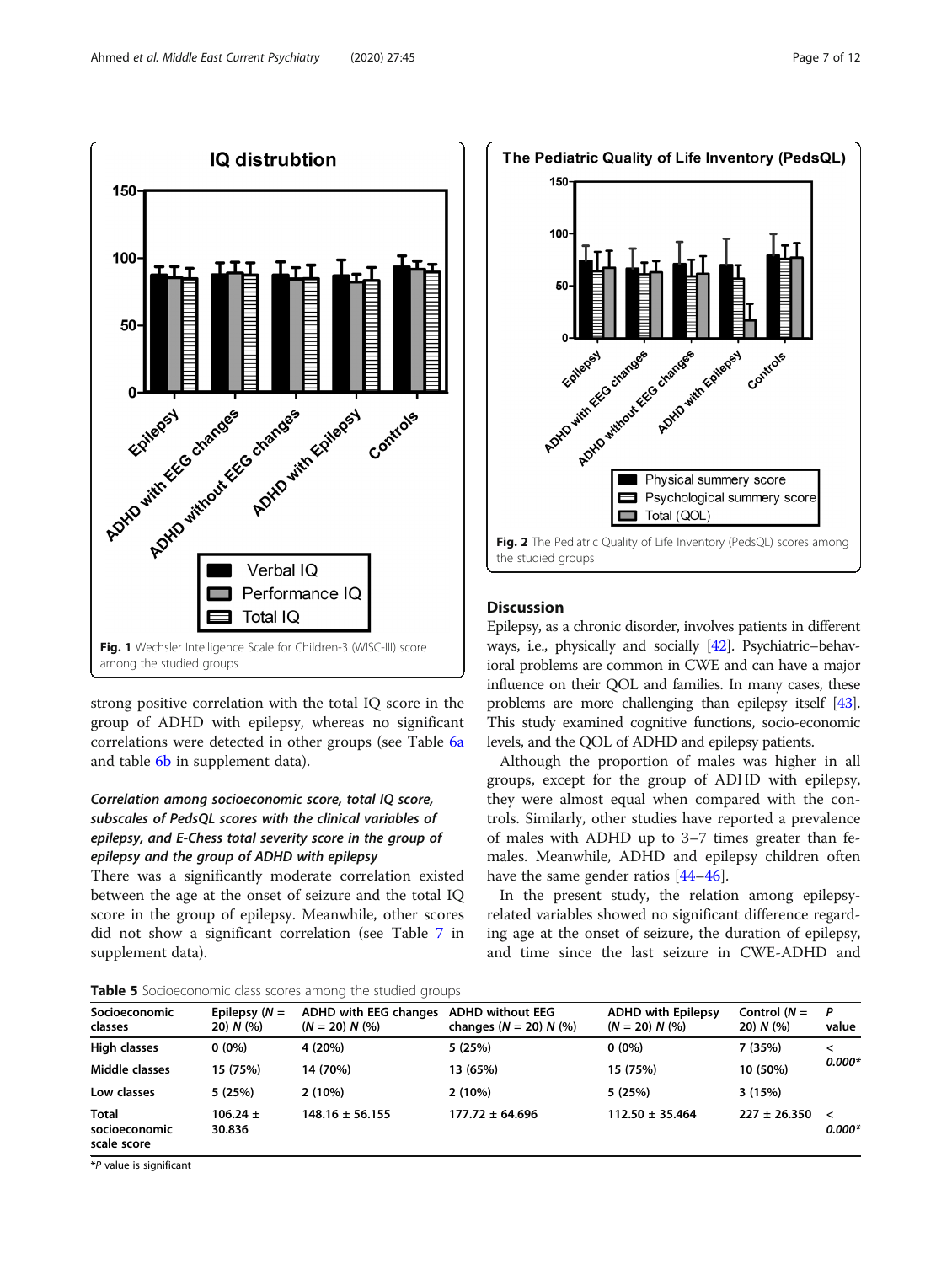Fig. 1 Wechsler Intelligence Scale for Children-3 (WISC-III) score among the studied groups

Fig. 2 The Pediatric Quality of Life Inventory (PedsQL) scores among the studied groups

strong positive correlation with the total IQ score in the group of ADHD with epilepsy, whereas no significant correlations were detected in other groups (see Table 6a and table 6b in supplement data).

#### *Correlation among socioeconomic score, total IQ score, subscales of PedsQL scores with the clinical variables of epilepsy, and E-Chess total severity score in the group of epilepsy and the group of ADHD with epilepsy*

There was a significantly moderate correlation existed between the age at the onset of seizure and the total IQ score in the group of epilepsy. Meanwhile, other scores did not show a significant correlation (see Table 7 in supplement data).

## Discussion

Epilepsy, as a chronic disorder, involves patients in different ways, i.e., physically and socially [42]. Psychiatric–behavioral problems are common in CWE and can have a major influence on their QOL and families. In many cases, these problems are more challenging than epilepsy itself [43]. This study examined cognitive functions, socio-economic levels, and the QOL of ADHD and epilepsy patients.

Although the proportion of males was higher in all groups, except for the group of ADHD with epilepsy, they were almost equal when compared with the controls. Similarly, other studies have reported a prevalence of males with ADHD up to 3–7 times greater than females. Meanwhile, ADHD and epilepsy children often have the same gender ratios [44–46].

In the present study, the relation among epilepsy-related variables showed no significant difference regarding age at the onset of seizure, the duration of epilepsy, and time since the last seizure in CWE-ADHD and

**Table 5** Socioeconomic class scores among the studied groups

| Socioeconomic classes | Epilepsy (N = 20) N (%) | ADHD with EEG changes (N = 20) N (%) | ADHD without EEG changes (N = 20) N (%) | ADHD with Epilepsy (N = 20) N (%) | Control (N = 20) N (%) | P value |
|---|---|---|---|---|---|---|
| High classes | 0 (0%) | 4 (20%) | 5 (25%) | 0 (0%) | 7 (35%) | < 0.000* |
| Middle classes | 15 (75%) | 14 (70%) | 13 (65%) | 15 (75%) | 10 (50%) | |
| Low classes | 5 (25%) | 2 (10%) | 2 (10%) | 5 (25%) | 3 (15%) | |
| Total socioeconomic scale score | 106.24 ± 30.836 | 148.16 ± 56.155 | 177.72 ± 64.696 | 112.50 ± 35.464 | 227 ± 26.350 | < 0.000* |

*P value is significant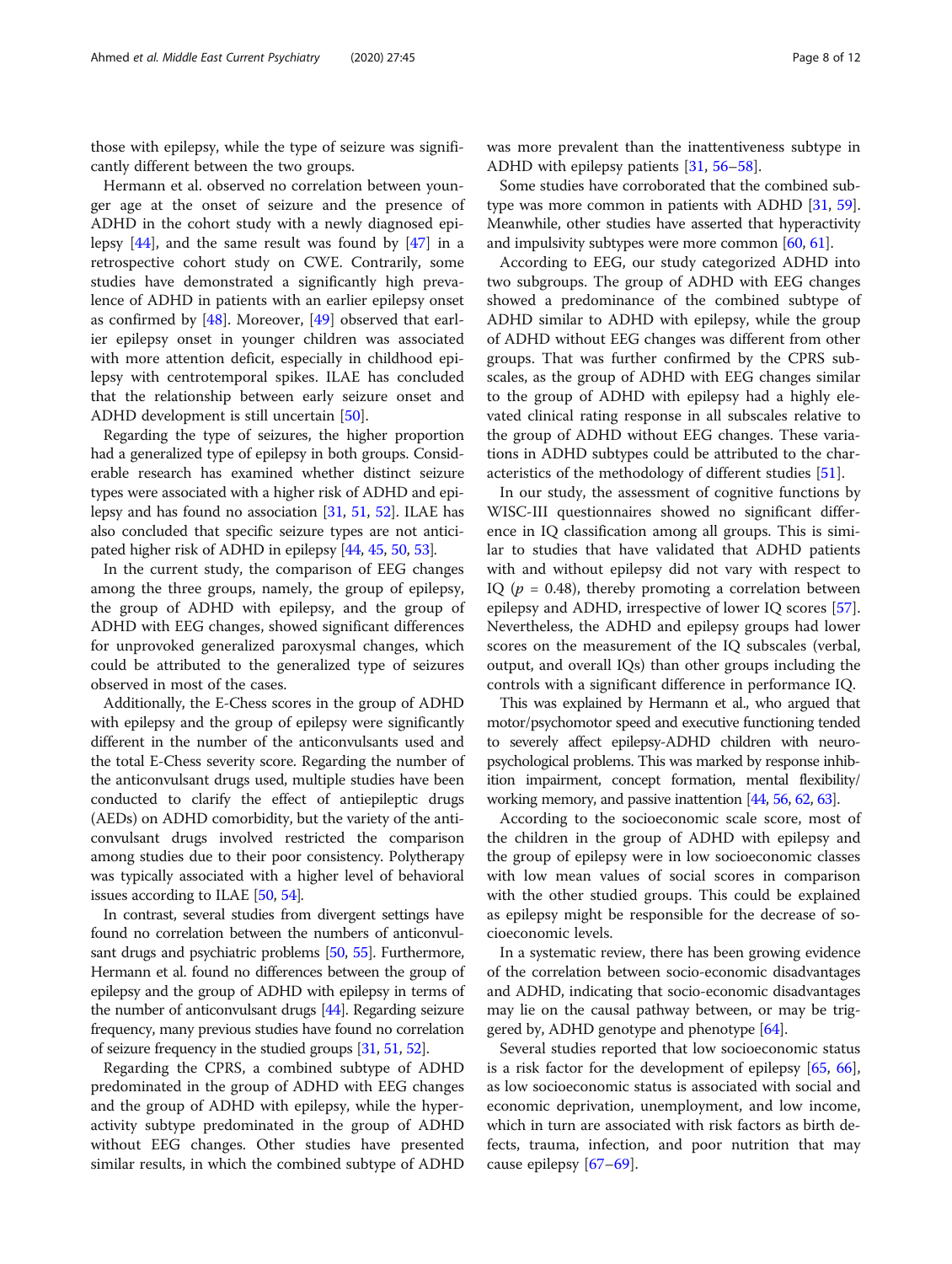those with epilepsy, while the type of seizure was significantly different between the two groups.

Hermann et al. observed no correlation between younger age at the onset of seizure and the presence of ADHD in the cohort study with a newly diagnosed epilepsy [44], and the same result was found by [47] in a retrospective cohort study on CWE. Contrarily, some studies have demonstrated a significantly high prevalence of ADHD in patients with an earlier epilepsy onset as confirmed by [48]. Moreover, [49] observed that earlier epilepsy onset in younger children was associated with more attention deficit, especially in childhood epilepsy with centrotemporal spikes. ILAE has concluded that the relationship between early seizure onset and ADHD development is still uncertain [50].

Regarding the type of seizures, the higher proportion had a generalized type of epilepsy in both groups. Considerable research has examined whether distinct seizure types were associated with a higher risk of ADHD and epilepsy and has found no association [31, 51, 52]. ILAE has also concluded that specific seizure types are not anticipated higher risk of ADHD in epilepsy [44, 45, 50, 53].

In the current study, the comparison of EEG changes among the three groups, namely, the group of epilepsy, the group of ADHD with epilepsy, and the group of ADHD with EEG changes, showed significant differences for unprovoked generalized paroxysmal changes, which could be attributed to the generalized type of seizures observed in most of the cases.

Additionally, the E-Chess scores in the group of ADHD with epilepsy and the group of epilepsy were significantly different in the number of the anticonvulsants used and the total E-Chess severity score. Regarding the number of the anticonvulsant drugs used, multiple studies have been conducted to clarify the effect of antiepileptic drugs (AEDs) on ADHD comorbidity, but the variety of the anticonvulsant drugs involved restricted the comparison among studies due to their poor consistency. Polytherapy was typically associated with a higher level of behavioral issues according to ILAE [50, 54].

In contrast, several studies from divergent settings have found no correlation between the numbers of anticonvulsant drugs and psychiatric problems [50, 55]. Furthermore, Hermann et al. found no differences between the group of epilepsy and the group of ADHD with epilepsy in terms of the number of anticonvulsant drugs [44]. Regarding seizure frequency, many previous studies have found no correlation of seizure frequency in the studied groups [31, 51, 52].

Regarding the CPRS, a combined subtype of ADHD predominated in the group of ADHD with EEG changes and the group of ADHD with epilepsy, while the hyperactivity subtype predominated in the group of ADHD without EEG changes. Other studies have presented similar results, in which the combined subtype of ADHD was more prevalent than the inattentiveness subtype in ADHD with epilepsy patients [31, 56–58].

Some studies have corroborated that the combined subtype was more common in patients with ADHD [31, 59]. Meanwhile, other studies have asserted that hyperactivity and impulsivity subtypes were more common [60, 61].

According to EEG, our study categorized ADHD into two subgroups. The group of ADHD with EEG changes showed a predominance of the combined subtype of ADHD similar to ADHD with epilepsy, while the group of ADHD without EEG changes was different from other groups. That was further confirmed by the CPRS subscales, as the group of ADHD with EEG changes similar to the group of ADHD with epilepsy had a highly elevated clinical rating response in all subscales relative to the group of ADHD without EEG changes. These variations in ADHD subtypes could be attributed to the characteristics of the methodology of different studies [51].

In our study, the assessment of cognitive functions by WISC-III questionnaires showed no significant difference in IQ classification among all groups. This is similar to studies that have validated that ADHD patients with and without epilepsy did not vary with respect to IQ ($p$ = 0.48), thereby promoting a correlation between epilepsy and ADHD, irrespective of lower IQ scores [57]. Nevertheless, the ADHD and epilepsy groups had lower scores on the measurement of the IQ subscales (verbal, output, and overall IQs) than other groups including the controls with a significant difference in performance IQ.

This was explained by Hermann et al., who argued that motor/psychomotor speed and executive functioning tended to severely affect epilepsy-ADHD children with neuropsychological problems. This was marked by response inhibition impairment, concept formation, mental flexibility/working memory, and passive inattention [44, 56, 62, 63].

According to the socioeconomic scale score, most of the children in the group of ADHD with epilepsy and the group of epilepsy were in low socioeconomic classes with low mean values of social scores in comparison with the other studied groups. This could be explained as epilepsy might be responsible for the decrease of socioeconomic levels.

In a systematic review, there has been growing evidence of the correlation between socio-economic disadvantages and ADHD, indicating that socio-economic disadvantages may lie on the causal pathway between, or may be triggered by, ADHD genotype and phenotype [64].

Several studies reported that low socioeconomic status is a risk factor for the development of epilepsy [65, 66], as low socioeconomic status is associated with social and economic deprivation, unemployment, and low income, which in turn are associated with risk factors as birth defects, trauma, infection, and poor nutrition that may cause epilepsy [67–69].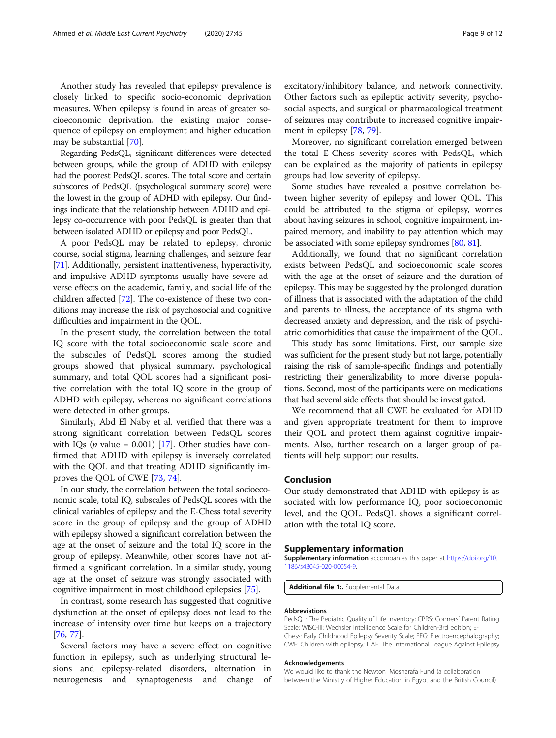Another study has revealed that epilepsy prevalence is closely linked to specific socio-economic deprivation measures. When epilepsy is found in areas of greater socioeconomic deprivation, the existing major consequence of epilepsy on employment and higher education may be substantial [70].

Regarding PedsQL, significant differences were detected between groups, while the group of ADHD with epilepsy had the poorest PedsQL scores. The total score and certain subscores of PedsQL (psychological summary score) were the lowest in the group of ADHD with epilepsy. Our findings indicate that the relationship between ADHD and epilepsy co-occurrence with poor PedsQL is greater than that between isolated ADHD or epilepsy and poor PedsQL.

A poor PedsQL may be related to epilepsy, chronic course, social stigma, learning challenges, and seizure fear [71]. Additionally, persistent inattentiveness, hyperactivity, and impulsive ADHD symptoms usually have severe adverse effects on the academic, family, and social life of the children affected [72]. The co-existence of these two conditions may increase the risk of psychosocial and cognitive difficulties and impairment in the QOL.

In the present study, the correlation between the total IQ score with the total socioeconomic scale score and the subscales of PedsQL scores among the studied groups showed that physical summary, psychological summary, and total QOL scores had a significant positive correlation with the total IQ score in the group of ADHD with epilepsy, whereas no significant correlations were detected in other groups.

Similarly, Abd El Naby et al. verified that there was a strong significant correlation between PedsQL scores with IQs ($p$ value = 0.001) [17]. Other studies have confirmed that ADHD with epilepsy is inversely correlated with the QOL and that treating ADHD significantly improves the QOL of CWE [73, 74].

In our study, the correlation between the total socioeconomic scale, total IQ, subscales of PedsQL scores with the clinical variables of epilepsy and the E-Chess total severity score in the group of epilepsy and the group of ADHD with epilepsy showed a significant correlation between the age at the onset of seizure and the total IQ score in the group of epilepsy. Meanwhile, other scores have not affirmed a significant correlation. In a similar study, young age at the onset of seizure was strongly associated with cognitive impairment in most childhood epilepsies [75].

In contrast, some research has suggested that cognitive dysfunction at the onset of epilepsy does not lead to the increase of intensity over time but keeps on a trajectory [76, 77].

Several factors may have a severe effect on cognitive function in epilepsy, such as underlying structural lesions and epilepsy-related disorders, alternation in neurogenesis and synaptogenesis and change of excitatory/inhibitory balance, and network connectivity. Other factors such as epileptic activity severity, psychosocial aspects, and surgical or pharmacological treatment of seizures may contribute to increased cognitive impairment in epilepsy [78, 79].

Moreover, no significant correlation emerged between the total E-Chess severity scores with PedsQL, which can be explained as the majority of patients in epilepsy groups had low severity of epilepsy.

Some studies have revealed a positive correlation between higher severity of epilepsy and lower QOL. This could be attributed to the stigma of epilepsy, worries about having seizures in school, cognitive impairment, impaired memory, and inability to pay attention which may be associated with some epilepsy syndromes [80, 81].

Additionally, we found that no significant correlation exists between PedsQL and socioeconomic scale scores with the age at the onset of seizure and the duration of epilepsy. This may be suggested by the prolonged duration of illness that is associated with the adaptation of the child and parents to illness, the acceptance of its stigma with decreased anxiety and depression, and the risk of psychiatric comorbidities that cause the impairment of the QOL.

This study has some limitations. First, our sample size was sufficient for the present study but not large, potentially raising the risk of sample-specific findings and potentially restricting their generalizability to more diverse populations. Second, most of the participants were on medications that had several side effects that should be investigated.

We recommend that all CWE be evaluated for ADHD and given appropriate treatment for them to improve their QOL and protect them against cognitive impairments. Also, further research on a larger group of patients will help support our results.

## Conclusion

Our study demonstrated that ADHD with epilepsy is associated with low performance IQ, poor socioeconomic level, and the QOL. PedsQL shows a significant correlation with the total IQ score.

## Supplementary information

**Supplementary information** accompanies this paper at https://doi.org/10.1186/s43045-020-00054-9.

**Additional file 1:.** Supplemental Data.

#### Abbreviations

PedsQL: The Pediatric Quality of Life Inventory; CPRS: Conners' Parent Rating Scale; WISC-III: Wechsler Intelligence Scale for Children-3rd edition; E-Chess: Early Childhood Epilepsy Severity Scale; EEG: Electroencephalography; CWE: Children with epilepsy; ILAE: The International League Against Epilepsy

#### Acknowledgements

We would like to thank the Newton–Mosharafa Fund (a collaboration between the Ministry of Higher Education in Egypt and the British Council)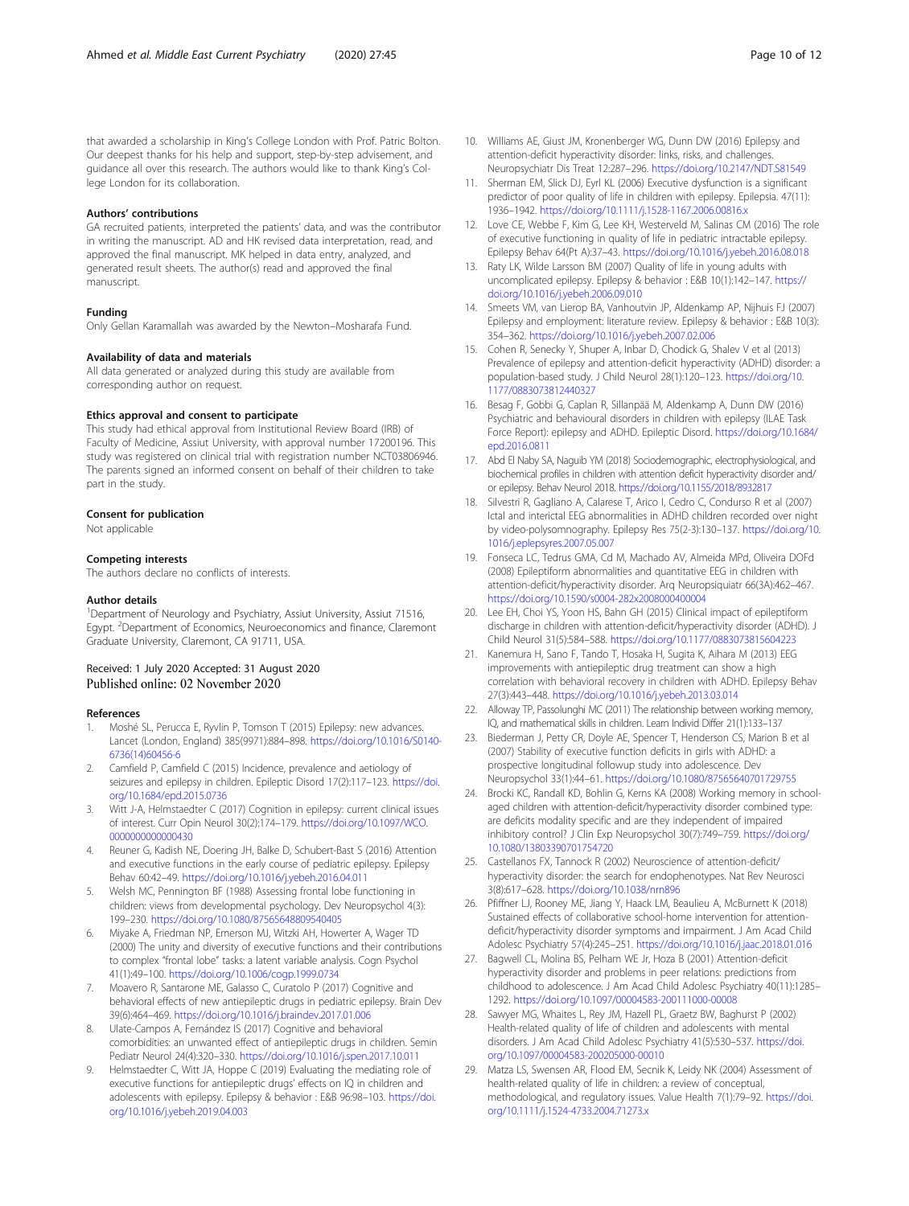that awarded a scholarship in King's College London with Prof. Patric Bolton. Our deepest thanks for his help and support, step-by-step advisement, and guidance all over this research. The authors would like to thank King's College London for its collaboration.

### Authors' contributions

GA recruited patients, interpreted the patients' data, and was the contributor in writing the manuscript. AD and HK revised data interpretation, read, and approved the final manuscript. MK helped in data entry, analyzed, and generated result sheets. The author(s) read and approved the final manuscript.

### Funding

Only Gellan Karamallah was awarded by the Newton–Mosharafa Fund.

### Availability of data and materials

All data generated or analyzed during this study are available from corresponding author on request.

### Ethics approval and consent to participate

This study had ethical approval from Institutional Review Board (IRB) of Faculty of Medicine, Assiut University, with approval number 17200196. This study was registered on clinical trial with registration number NCT03806946. The parents signed an informed consent on behalf of their children to take part in the study.

### Consent for publication

Not applicable

### Competing interests

The authors declare no conflicts of interests.

### Author details

[1]Department of Neurology and Psychiatry, Assiut University, Assiut 71516, Egypt. [2]Department of Economics, Neuroeconomics and finance, Claremont Graduate University, Claremont, CA 91711, USA.

Received: 1 July 2020 Accepted: 31 August 2020
Published online: 02 November 2020

### References

1. Moshé SL, Perucca E, Ryvlin P, Tomson T (2015) Epilepsy: new advances. Lancet (London, England) 385(9971):884–898. https://doi.org/10.1016/S0140-6736(14)60456-6
2. Camfield P, Camfield C (2015) Incidence, prevalence and aetiology of seizures and epilepsy in children. Epileptic Disord 17(2):117–123. https://doi.org/10.1684/epd.2015.0736
3. Witt J-A, Helmstaedter C (2017) Cognition in epilepsy: current clinical issues of interest. Curr Opin Neurol 30(2):174–179. https://doi.org/10.1097/WCO.0000000000000430
4. Reuner G, Kadish NE, Doering JH, Balke D, Schubert-Bast S (2016) Attention and executive functions in the early course of pediatric epilepsy. Epilepsy Behav 60:42–49. https://doi.org/10.1016/j.yebeh.2016.04.011
5. Welsh MC, Pennington BF (1988) Assessing frontal lobe functioning in children: views from developmental psychology. Dev Neuropsychol 4(3):199–230. https://doi.org/10.1080/87565648809540405
6. Miyake A, Friedman NP, Emerson MJ, Witzki AH, Howerter A, Wager TD (2000) The unity and diversity of executive functions and their contributions to complex "frontal lobe" tasks: a latent variable analysis. Cogn Psychol 41(1):49–100. https://doi.org/10.1006/cogp.1999.0734
7. Moavero R, Santarone ME, Galasso C, Curatolo P (2017) Cognitive and behavioral effects of new antiepileptic drugs in pediatric epilepsy. Brain Dev 39(6):464–469. https://doi.org/10.1016/j.braindev.2017.01.006
8. Ulate-Campos A, Fernández IS (2017) Cognitive and behavioral comorbidities: an unwanted effect of antiepileptic drugs in children. Semin Pediatr Neurol 24(4):320–330. https://doi.org/10.1016/j.spen.2017.10.011
9. Helmstaedter C, Witt JA, Hoppe C (2019) Evaluating the mediating role of executive functions for antiepileptic drugs' effects on IQ in children and adolescents with epilepsy. Epilepsy & behavior : E&B 96:98–103. https://doi.org/10.1016/j.yebeh.2019.04.003
10. Williams AE, Giust JM, Kronenberger WG, Dunn DW (2016) Epilepsy and attention-deficit hyperactivity disorder: links, risks, and challenges. Neuropsychiatr Dis Treat 12:287–296. https://doi.org/10.2147/NDT.S81549
11. Sherman EM, Slick DJ, Eyrl KL (2006) Executive dysfunction is a significant predictor of poor quality of life in children with epilepsy. Epilepsia. 47(11):1936–1942. https://doi.org/10.1111/j.1528-1167.2006.00816.x
12. Love CE, Webbe F, Kim G, Lee KH, Westerveld M, Salinas CM (2016) The role of executive functioning in quality of life in pediatric intractable epilepsy. Epilepsy Behav 64(Pt A):37–43. https://doi.org/10.1016/j.yebeh.2016.08.018
13. Raty LK, Wilde Larsson BM (2007) Quality of life in young adults with uncomplicated epilepsy. Epilepsy & behavior : E&B 10(1):142–147. https://doi.org/10.1016/j.yebeh.2006.09.010
14. Smeets VM, van Lierop BA, Vanhoutvin JP, Aldenkamp AP, Nijhuis FJ (2007) Epilepsy and employment: literature review. Epilepsy & behavior : E&B 10(3):354–362. https://doi.org/10.1016/j.yebeh.2007.02.006
15. Cohen R, Senecky Y, Shuper A, Inbar D, Chodick G, Shalev V et al (2013) Prevalence of epilepsy and attention-deficit hyperactivity (ADHD) disorder: a population-based study. J Child Neurol 28(1):120–123. https://doi.org/10.1177/0883073812440327
16. Besag F, Gobbi G, Caplan R, Sillanpää M, Aldenkamp A, Dunn DW (2016) Psychiatric and behavioural disorders in children with epilepsy (ILAE Task Force Report): epilepsy and ADHD. Epileptic Disord. https://doi.org/10.1684/epd.2016.0811
17. Abd El Naby SA, Naguib YM (2018) Sociodemographic, electrophysiological, and biochemical profiles in children with attention deficit hyperactivity disorder and/or epilepsy. Behav Neurol 2018. https://doi.org/10.1155/2018/8932817
18. Silvestri R, Gagliano A, Calarese T, Arico I, Cedro C, Condurso R et al (2007) Ictal and interictal EEG abnormalities in ADHD children recorded over night by video-polysomnography. Epilepsy Res 75(2-3):130–137. https://doi.org/10.1016/j.eplepsyres.2007.05.007
19. Fonseca LC, Tedrus GMA, Cd M, Machado AV, Almeida MPd, Oliveira DOFd (2008) Epileptiform abnormalities and quantitative EEG in children with attention-deficit/hyperactivity disorder. Arq Neuropsiquiatr 66(3A):462–467. https://doi.org/10.1590/s0004-282x2008000400004
20. Lee EH, Choi YS, Yoon HS, Bahn GH (2015) Clinical impact of epileptiform discharge in children with attention-deficit/hyperactivity disorder (ADHD). J Child Neurol 31(5):584–588. https://doi.org/10.1177/0883073815604223
21. Kanemura H, Sano F, Tando T, Hosaka H, Sugita K, Aihara M (2013) EEG improvements with antiepileptic drug treatment can show a high correlation with behavioral recovery in children with ADHD. Epilepsy Behav 27(3):443–448. https://doi.org/10.1016/j.yebeh.2013.03.014
22. Alloway TP, Passolunghi MC (2011) The relationship between working memory, IQ, and mathematical skills in children. Learn Individ Differ 21(1):133–137
23. Biederman J, Petty CR, Doyle AE, Spencer T, Henderson CS, Marion B et al (2007) Stability of executive function deficits in girls with ADHD: a prospective longitudinal followup study into adolescence. Dev Neuropsychol 33(1):44–61. https://doi.org/10.1080/87565640701729755
24. Brocki KC, Randall KD, Bohlin G, Kerns KA (2008) Working memory in school-aged children with attention-deficit/hyperactivity disorder combined type: are deficits modality specific and are they independent of impaired inhibitory control? J Clin Exp Neuropsychol 30(7):749–759. https://doi.org/10.1080/13803390701754720
25. Castellanos FX, Tannock R (2002) Neuroscience of attention-deficit/hyperactivity disorder: the search for endophenotypes. Nat Rev Neurosci 3(8):617–628. https://doi.org/10.1038/nrn896
26. Pfiffner LJ, Rooney ME, Jiang Y, Haack LM, Beaulieu A, McBurnett K (2018) Sustained effects of collaborative school-home intervention for attention-deficit/hyperactivity disorder symptoms and impairment. J Am Acad Child Adolesc Psychiatry 57(4):245–251. https://doi.org/10.1016/j.jaac.2018.01.016
27. Bagwell CL, Molina BS, Pelham WE Jr, Hoza B (2001) Attention-deficit hyperactivity disorder and problems in peer relations: predictions from childhood to adolescence. J Am Acad Child Adolesc Psychiatry 40(11):1285–1292. https://doi.org/10.1097/00004583-200111000-00008
28. Sawyer MG, Whaites L, Rey JM, Hazell PL, Graetz BW, Baghurst P (2002) Health-related quality of life of children and adolescents with mental disorders. J Am Acad Child Adolesc Psychiatry 41(5):530–537. https://doi.org/10.1097/00004583-200205000-00010
29. Matza LS, Swensen AR, Flood EM, Secnik K, Leidy NK (2004) Assessment of health-related quality of life in children: a review of conceptual, methodological, and regulatory issues. Value Health 7(1):79–92. https://doi.org/10.1111/j.1524-4733.2004.71273.x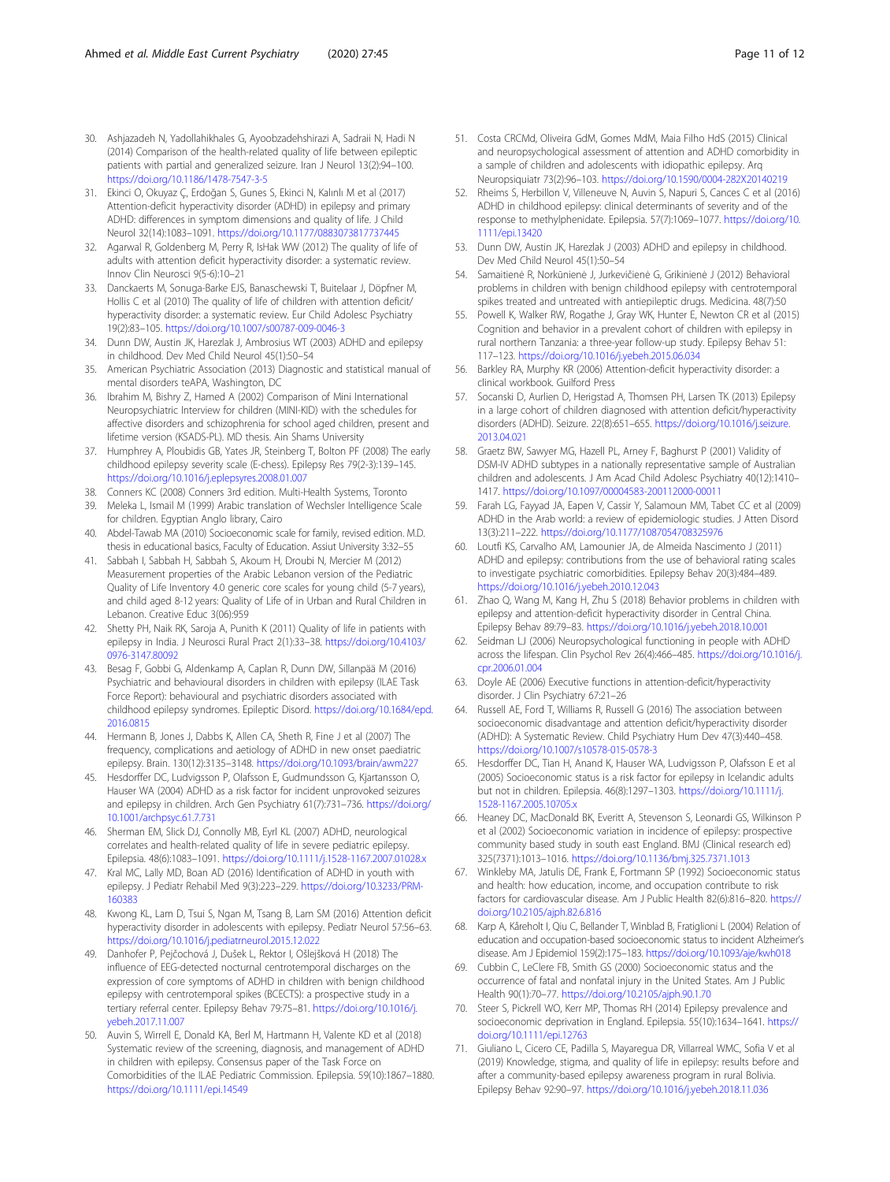30. Ashjazadeh N, Yadollahikhales G, Ayoobzadehshirazi A, Sadraii N, Hadi N (2014) Comparison of the health-related quality of life between epileptic patients with partial and generalized seizure. Iran J Neurol 13(2):94–100. https://doi.org/10.1186/1478-7547-3-5
31. Ekinci O, Okuyaz Ç, Erdoğan S, Gunes S, Ekinci N, Kalınlı M et al (2017) Attention-deficit hyperactivity disorder (ADHD) in epilepsy and primary ADHD: differences in symptom dimensions and quality of life. J Child Neurol 32(14):1083–1091. https://doi.org/10.1177/0883073817737445
32. Agarwal R, Goldenberg M, Perry R, IsHak WW (2012) The quality of life of adults with attention deficit hyperactivity disorder: a systematic review. Innov Clin Neurosci 9(5-6):10–21
33. Danckaerts M, Sonuga-Barke EJS, Banaschewski T, Buitelaar J, Döpfner M, Hollis C et al (2010) The quality of life of children with attention deficit/ hyperactivity disorder: a systematic review. Eur Child Adolesc Psychiatry 19(2):83–105. https://doi.org/10.1007/s00787-009-0046-3
34. Dunn DW, Austin JK, Harezlak J, Ambrosius WT (2003) ADHD and epilepsy in childhood. Dev Med Child Neurol 45(1):50–54
35. American Psychiatric Association (2013) Diagnostic and statistical manual of mental disorders teAPA, Washington, DC
36. Ibrahim M, Bishry Z, Hamed A (2002) Comparison of Mini International Neuropsychiatric Interview for children (MINI-KID) with the schedules for affective disorders and schizophrenia for school aged children, present and lifetime version (KSADS-PL). MD thesis. Ain Shams University
37. Humphrey A, Ploubidis GB, Yates JR, Steinberg T, Bolton PF (2008) The early childhood epilepsy severity scale (E-chess). Epilepsy Res 79(2-3):139–145. https://doi.org/10.1016/j.eplepsyres.2008.01.007
38. Conners KC (2008) Conners 3rd edition. Multi-Health Systems, Toronto
39. Meleka L, Ismail M (1999) Arabic translation of Wechsler Intelligence Scale for children. Egyptian Anglo library, Cairo
40. Abdel-Tawab MA (2010) Socioeconomic scale for family, revised edition. M.D. thesis in educational basics, Faculty of Education. Assiut University 3:32–55
41. Sabbah I, Sabbah H, Sabbah S, Akoum H, Droubi N, Mercier M (2012) Measurement properties of the Arabic Lebanon version of the Pediatric Quality of Life Inventory 4.0 generic core scales for young child (5-7 years), and child aged 8-12 years: Quality of Life of in Urban and Rural Children in Lebanon. Creative Educ 3(06):959
42. Shetty PH, Naik RK, Saroja A, Punith K (2011) Quality of life in patients with epilepsy in India. J Neurosci Rural Pract 2(1):33–38. https://doi.org/10.4103/0976-3147.80092
43. Besag F, Gobbi G, Aldenkamp A, Caplan R, Dunn DW, Sillanpää M (2016) Psychiatric and behavioural disorders in children with epilepsy (ILAE Task Force Report): behavioural and psychiatric disorders associated with childhood epilepsy syndromes. Epileptic Disord. https://doi.org/10.1684/epd.2016.0815
44. Hermann B, Jones J, Dabbs K, Allen CA, Sheth R, Fine J et al (2007) The frequency, complications and aetiology of ADHD in new onset paediatric epilepsy. Brain. 130(12):3135–3148. https://doi.org/10.1093/brain/awm227
45. Hesdorffer DC, Ludvigsson P, Olafsson E, Gudmundsson G, Kjartansson O, Hauser WA (2004) ADHD as a risk factor for incident unprovoked seizures and epilepsy in children. Arch Gen Psychiatry 61(7):731–736. https://doi.org/10.1001/archpsyc.61.7.731
46. Sherman EM, Slick DJ, Connolly MB, Eyrl KL (2007) ADHD, neurological correlates and health-related quality of life in severe pediatric epilepsy. Epilepsia. 48(6):1083–1091. https://doi.org/10.1111/j.1528-1167.2007.01028.x
47. Kral MC, Lally MD, Boan AD (2016) Identification of ADHD in youth with epilepsy. J Pediatr Rehabil Med 9(3):223–229. https://doi.org/10.3233/PRM-160383
48. Kwong KL, Lam D, Tsui S, Ngan M, Tsang B, Lam SM (2016) Attention deficit hyperactivity disorder in adolescents with epilepsy. Pediatr Neurol 57:56–63. https://doi.org/10.1016/j.pediatrneurol.2015.12.022
49. Danhofer P, Pejčochová J, Dušek L, Rektor I, Ošlejšková H (2018) The influence of EEG-detected nocturnal centrotemporal discharges on the expression of core symptoms of ADHD in children with benign childhood epilepsy with centrotemporal spikes (BCECTS): a prospective study in a tertiary referral center. Epilepsy Behav 79:75–81. https://doi.org/10.1016/j.yebeh.2017.11.007
50. Auvin S, Wirrell E, Donald KA, Berl M, Hartmann H, Valente KD et al (2018) Systematic review of the screening, diagnosis, and management of ADHD in children with epilepsy. Consensus paper of the Task Force on Comorbidities of the ILAE Pediatric Commission. Epilepsia. 59(10):1867–1880. https://doi.org/10.1111/epi.14549
51. Costa CRCMd, Oliveira GdM, Gomes MdM, Maia Filho HdS (2015) Clinical and neuropsychological assessment of attention and ADHD comorbidity in a sample of children and adolescents with idiopathic epilepsy. Arq Neuropsiquiatr 73(2):96–103. https://doi.org/10.1590/0004-282X20140219
52. Rheims S, Herbillon V, Villeneuve N, Auvin S, Napuri S, Cances C et al (2016) ADHD in childhood epilepsy: clinical determinants of severity and of the response to methylphenidate. Epilepsia. 57(7):1069–1077. https://doi.org/10.1111/epi.13420
53. Dunn DW, Austin JK, Harezlak J (2003) ADHD and epilepsy in childhood. Dev Med Child Neurol 45(1):50–54
54. Samaitienė R, Norkūnienė J, Jurkevičienė G, Grikinienė J (2012) Behavioral problems in children with benign childhood epilepsy with centrotemporal spikes treated and untreated with antiepileptic drugs. Medicina. 48(7):50
55. Powell K, Walker RW, Rogathe J, Gray WK, Hunter E, Newton CR et al (2015) Cognition and behavior in a prevalent cohort of children with epilepsy in rural northern Tanzania: a three-year follow-up study. Epilepsy Behav 51: 117–123. https://doi.org/10.1016/j.yebeh.2015.06.034
56. Barkley RA, Murphy KR (2006) Attention-deficit hyperactivity disorder: a clinical workbook. Guilford Press
57. Socanski D, Aurlien D, Herigstad A, Thomsen PH, Larsen TK (2013) Epilepsy in a large cohort of children diagnosed with attention deficit/hyperactivity disorders (ADHD). Seizure. 22(8):651–655. https://doi.org/10.1016/j.seizure.2013.04.021
58. Graetz BW, Sawyer MG, Hazell PL, Arney F, Baghurst P (2001) Validity of DSM-IV ADHD subtypes in a nationally representative sample of Australian children and adolescents. J Am Acad Child Adolesc Psychiatry 40(12):1410–1417. https://doi.org/10.1097/00004583-200112000-00011
59. Farah LG, Fayyad JA, Eapen V, Cassir Y, Salamoun MM, Tabet CC et al (2009) ADHD in the Arab world: a review of epidemiologic studies. J Atten Disord 13(3):211–222. https://doi.org/10.1177/1087054708325976
60. Loutfi KS, Carvalho AM, Lamounier JA, de Almeida Nascimento J (2011) ADHD and epilepsy: contributions from the use of behavioral rating scales to investigate psychiatric comorbidities. Epilepsy Behav 20(3):484–489. https://doi.org/10.1016/j.yebeh.2010.12.043
61. Zhao Q, Wang M, Kang H, Zhu S (2018) Behavior problems in children with epilepsy and attention-deficit hyperactivity disorder in Central China. Epilepsy Behav 89:79–83. https://doi.org/10.1016/j.yebeh.2018.10.001
62. Seidman LJ (2006) Neuropsychological functioning in people with ADHD across the lifespan. Clin Psychol Rev 26(4):466–485. https://doi.org/10.1016/j.cpr.2006.01.004
63. Doyle AE (2006) Executive functions in attention-deficit/hyperactivity disorder. J Clin Psychiatry 67:21–26
64. Russell AE, Ford T, Williams R, Russell G (2016) The association between socioeconomic disadvantage and attention deficit/hyperactivity disorder (ADHD): A Systematic Review. Child Psychiatry Hum Dev 47(3):440–458. https://doi.org/10.1007/s10578-015-0578-3
65. Hesdorffer DC, Tian H, Anand K, Hauser WA, Ludvigsson P, Olafsson E et al (2005) Socioeconomic status is a risk factor for epilepsy in Icelandic adults but not in children. Epilepsia. 46(8):1297–1303. https://doi.org/10.1111/j.1528-1167.2005.10705.x
66. Heaney DC, MacDonald BK, Everitt A, Stevenson S, Leonardi GS, Wilkinson P et al (2002) Socioeconomic variation in incidence of epilepsy: prospective community based study in south east England. BMJ (Clinical research ed) 325(7371):1013–1016. https://doi.org/10.1136/bmj.325.7371.1013
67. Winkleby MA, Jatulis DE, Frank E, Fortmann SP (1992) Socioeconomic status and health: how education, income, and occupation contribute to risk factors for cardiovascular disease. Am J Public Health 82(6):816–820. https://doi.org/10.2105/ajph.82.6.816
68. Karp A, Kåreholt I, Qiu C, Bellander T, Winblad B, Fratiglioni L (2004) Relation of education and occupation-based socioeconomic status to incident Alzheimer's disease. Am J Epidemiol 159(2):175–183. https://doi.org/10.1093/aje/kwh018
69. Cubbin C, LeClere FB, Smith GS (2000) Socioeconomic status and the occurrence of fatal and nonfatal injury in the United States. Am J Public Health 90(1):70–77. https://doi.org/10.2105/ajph.90.1.70
70. Steer S, Pickrell WO, Kerr MP, Thomas RH (2014) Epilepsy prevalence and socioeconomic deprivation in England. Epilepsia. 55(10):1634–1641. https://doi.org/10.1111/epi.12763
71. Giuliano L, Cicero CE, Padilla S, Mayaregua DR, Villarreal WMC, Sofia V et al (2019) Knowledge, stigma, and quality of life in epilepsy: results before and after a community-based epilepsy awareness program in rural Bolivia. Epilepsy Behav 92:90–97. https://doi.org/10.1016/j.yebeh.2018.11.036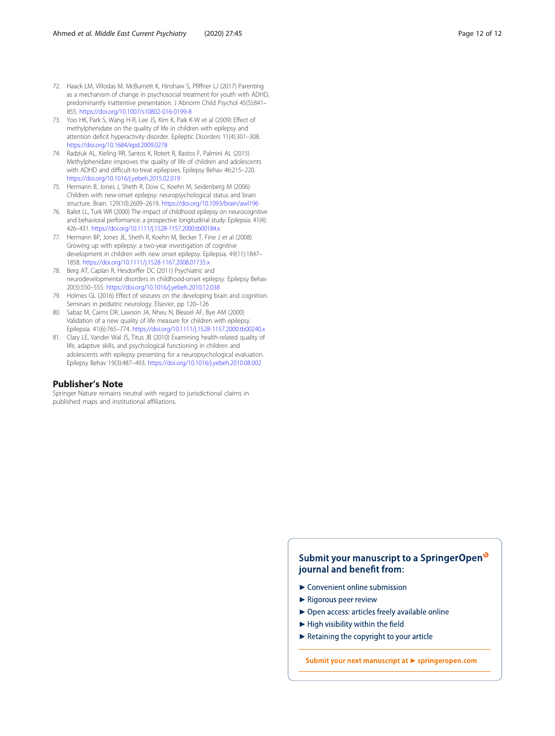72. Haack LM, Villodas M, McBurnett K, Hinshaw S, Pfiffner LJ (2017) Parenting as a mechanism of change in psychosocial treatment for youth with ADHD, predominantly inattentive presentation. J Abnorm Child Psychol 45(5):841–855. https://doi.org/10.1007/s10802-016-0199-8
73. Yoo HK, Park S, Wang H-R, Lee JS, Kim K, Paik K-W et al (2009) Effect of methylphenidate on the quality of life in children with epilepsy and attention deficit hyperactivity disorder. Epileptic Disorders 11(4):301–308. https://doi.org/10.1684/epd.2009.0278
74. Radziuk AL, Kieling RR, Santos K, Rotert R, Bastos F, Palmini AL (2015) Methylphenidate improves the quality of life of children and adolescents with ADHD and difficult-to-treat epilepsies. Epilepsy Behav 46:215–220. https://doi.org/10.1016/j.yebeh.2015.02.019
75. Hermann B, Jones J, Sheth R, Dow C, Koehn M, Seidenberg M (2006) Children with new-onset epilepsy: neuropsychological status and brain structure. Brain. 129(10):2609–2619. https://doi.org/10.1093/brain/awl196
76. Bailet LL, Turk WR (2000) The impact of childhood epilepsy on neurocognitive and behavioral performance: a prospective longitudinal study. Epilepsia. 41(4):426–431. https://doi.org/10.1111/j.1528-1157.2000.tb00184.x
77. Hermann BP, Jones JE, Sheth R, Koehn M, Becker T, Fine J et al (2008) Growing up with epilepsy: a two-year investigation of cognitive development in children with new onset epilepsy. Epilepsia. 49(11):1847–1858. https://doi.org/10.1111/j.1528-1167.2008.01735.x
78. Berg AT, Caplan R, Hesdorffer DC (2011) Psychiatric and neurodevelopmental disorders in childhood-onset epilepsy. Epilepsy Behav 20(3):550–555. https://doi.org/10.1016/j.yebeh.2010.12.038
79. Holmes GL (2016) Effect of seizures on the developing brain and cognition. Seminars in pediatric neurology. Elsevier, pp 120–126
80. Sabaz M, Cairns DR, Lawson JA, Nheu N, Bleasel AF, Bye AM (2000) Validation of a new quality of life measure for children with epilepsy. Epilepsia. 41(6):765–774. https://doi.org/10.1111/j.1528-1157.2000.tb00240.x
81. Clary LE, Vander Wal JS, Titus JB (2010) Examining health-related quality of life, adaptive skills, and psychological functioning in children and adolescents with epilepsy presenting for a neuropsychological evaluation. Epilepsy Behav 19(3):487–493. https://doi.org/10.1016/j.yebeh.2010.08.002

## Publisher's Note

Springer Nature remains neutral with regard to jurisdictional claims in published maps and institutional affiliations.

**Submit your manuscript to a SpringerOpen journal and benefit from:**

- ► Convenient online submission
- ► Rigorous peer review
- ► Open access: articles freely available online
- ► High visibility within the field
- ► Retaining the copyright to your article

**Submit your next manuscript at ► springeropen.com**